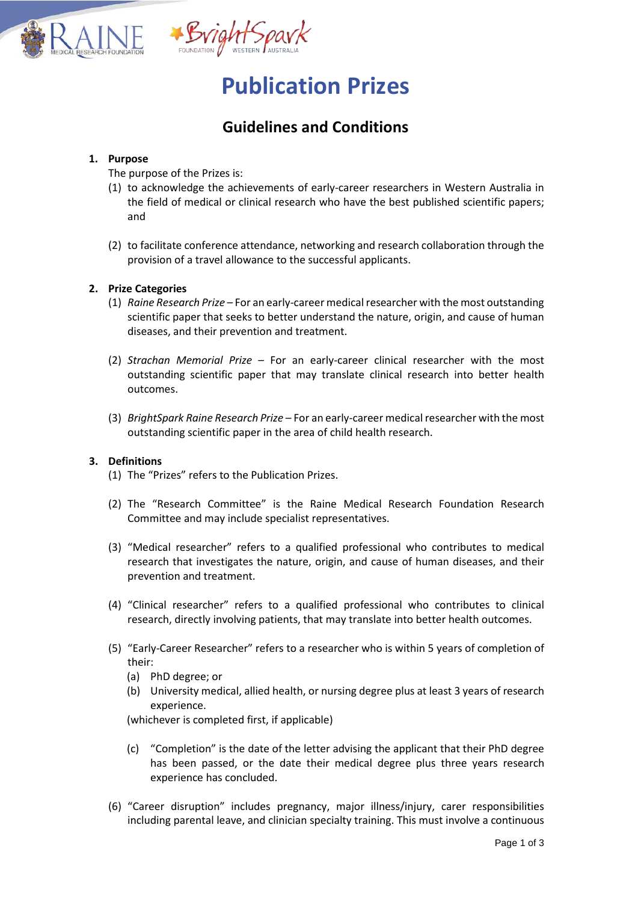# Publication Prizes

## Guidelines and Conditions

1. **Purpose**

   The purpose of the Prizes is:

   (1) to acknowledge the achievements of early-career researchers in Western Australia in the field of medical or clinical research who have the best published scientific papers; and

   (2) to facilitate conference attendance, networking and research collaboration through the provision of a travel allowance to the successful applicants.

2. **Prize Categories**

   (1) *Raine Research Prize* – For an early-career medical researcher with the most outstanding scientific paper that seeks to better understand the nature, origin, and cause of human diseases, and their prevention and treatment.

   (2) *Strachan Memorial Prize* – For an early-career clinical researcher with the most outstanding scientific paper that may translate clinical research into better health outcomes.

   (3) *BrightSpark Raine Research Prize* – For an early-career medical researcher with the most outstanding scientific paper in the area of child health research.

3. **Definitions**

   (1) The "Prizes" refers to the Publication Prizes.

   (2) The "Research Committee" is the Raine Medical Research Foundation Research Committee and may include specialist representatives.

   (3) "Medical researcher" refers to a qualified professional who contributes to medical research that investigates the nature, origin, and cause of human diseases, and their prevention and treatment.

   (4) "Clinical researcher" refers to a qualified professional who contributes to clinical research, directly involving patients, that may translate into better health outcomes.

   (5) "Early-Career Researcher" refers to a researcher who is within 5 years of completion of their:

      (a) PhD degree; or

      (b) University medical, allied health, or nursing degree plus at least 3 years of research experience.

      (whichever is completed first, if applicable)

      (c) "Completion" is the date of the letter advising the applicant that their PhD degree has been passed, or the date their medical degree plus three years research experience has concluded.

   (6) "Career disruption" includes pregnancy, major illness/injury, carer responsibilities including parental leave, and clinician specialty training. This must involve a continuous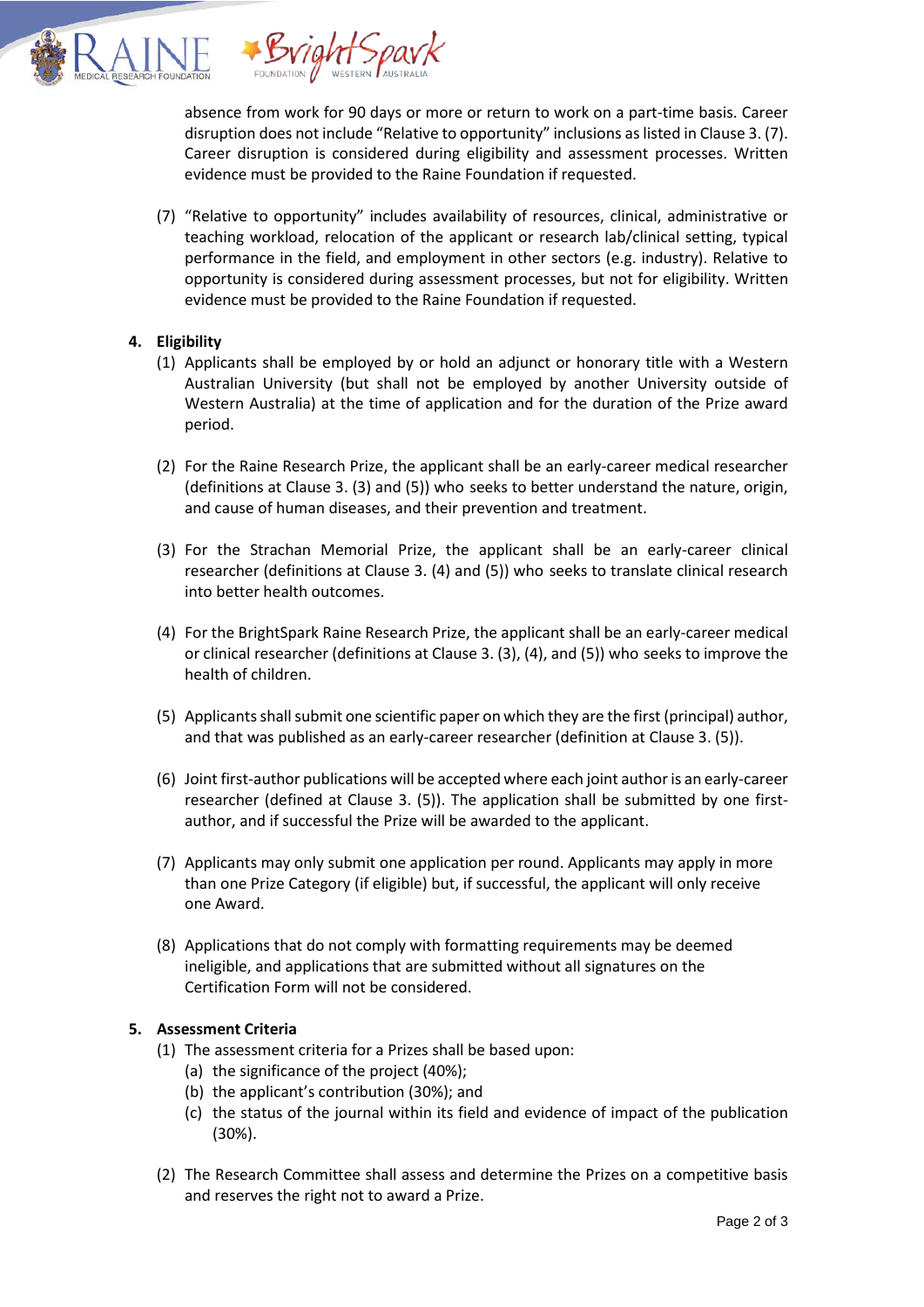absence from work for 90 days or more or return to work on a part-time basis. Career disruption does not include "Relative to opportunity" inclusions as listed in Clause 3. (7). Career disruption is considered during eligibility and assessment processes. Written evidence must be provided to the Raine Foundation if requested.

(7) "Relative to opportunity" includes availability of resources, clinical, administrative or teaching workload, relocation of the applicant or research lab/clinical setting, typical performance in the field, and employment in other sectors (e.g. industry). Relative to opportunity is considered during assessment processes, but not for eligibility. Written evidence must be provided to the Raine Foundation if requested.

## 4. Eligibility

(1) Applicants shall be employed by or hold an adjunct or honorary title with a Western Australian University (but shall not be employed by another University outside of Western Australia) at the time of application and for the duration of the Prize award period.

(2) For the Raine Research Prize, the applicant shall be an early-career medical researcher (definitions at Clause 3. (3) and (5)) who seeks to better understand the nature, origin, and cause of human diseases, and their prevention and treatment.

(3) For the Strachan Memorial Prize, the applicant shall be an early-career clinical researcher (definitions at Clause 3. (4) and (5)) who seeks to translate clinical research into better health outcomes.

(4) For the BrightSpark Raine Research Prize, the applicant shall be an early-career medical or clinical researcher (definitions at Clause 3. (3), (4), and (5)) who seeks to improve the health of children.

(5) Applicants shall submit one scientific paper on which they are the first (principal) author, and that was published as an early-career researcher (definition at Clause 3. (5)).

(6) Joint first-author publications will be accepted where each joint author is an early-career researcher (defined at Clause 3. (5)). The application shall be submitted by one first-author, and if successful the Prize will be awarded to the applicant.

(7) Applicants may only submit one application per round. Applicants may apply in more than one Prize Category (if eligible) but, if successful, the applicant will only receive one Award.

(8) Applications that do not comply with formatting requirements may be deemed ineligible, and applications that are submitted without all signatures on the Certification Form will not be considered.

## 5. Assessment Criteria

(1) The assessment criteria for a Prizes shall be based upon:
  (a) the significance of the project (40%);
  (b) the applicant's contribution (30%); and
  (c) the status of the journal within its field and evidence of impact of the publication (30%).

(2) The Research Committee shall assess and determine the Prizes on a competitive basis and reserves the right not to award a Prize.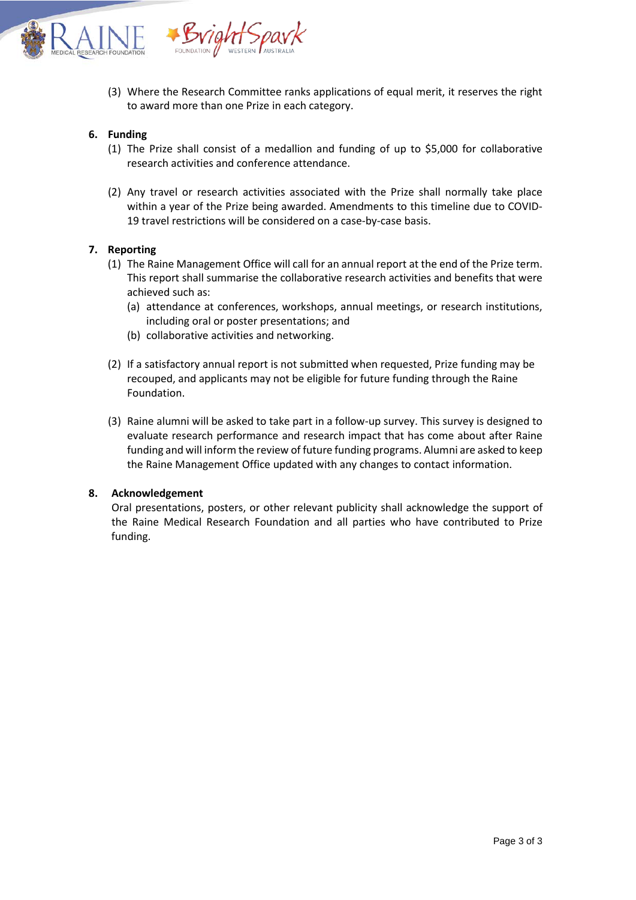(3) Where the Research Committee ranks applications of equal merit, it reserves the right to award more than one Prize in each category.

## 6. Funding

(1) The Prize shall consist of a medallion and funding of up to $5,000 for collaborative research activities and conference attendance.

(2) Any travel or research activities associated with the Prize shall normally take place within a year of the Prize being awarded. Amendments to this timeline due to COVID-19 travel restrictions will be considered on a case-by-case basis.

## 7. Reporting

(1) The Raine Management Office will call for an annual report at the end of the Prize term. This report shall summarise the collaborative research activities and benefits that were achieved such as:

(a) attendance at conferences, workshops, annual meetings, or research institutions, including oral or poster presentations; and

(b) collaborative activities and networking.

(2) If a satisfactory annual report is not submitted when requested, Prize funding may be recouped, and applicants may not be eligible for future funding through the Raine Foundation.

(3) Raine alumni will be asked to take part in a follow-up survey. This survey is designed to evaluate research performance and research impact that has come about after Raine funding and will inform the review of future funding programs. Alumni are asked to keep the Raine Management Office updated with any changes to contact information.

## 8. Acknowledgement

Oral presentations, posters, or other relevant publicity shall acknowledge the support of the Raine Medical Research Foundation and all parties who have contributed to Prize funding.